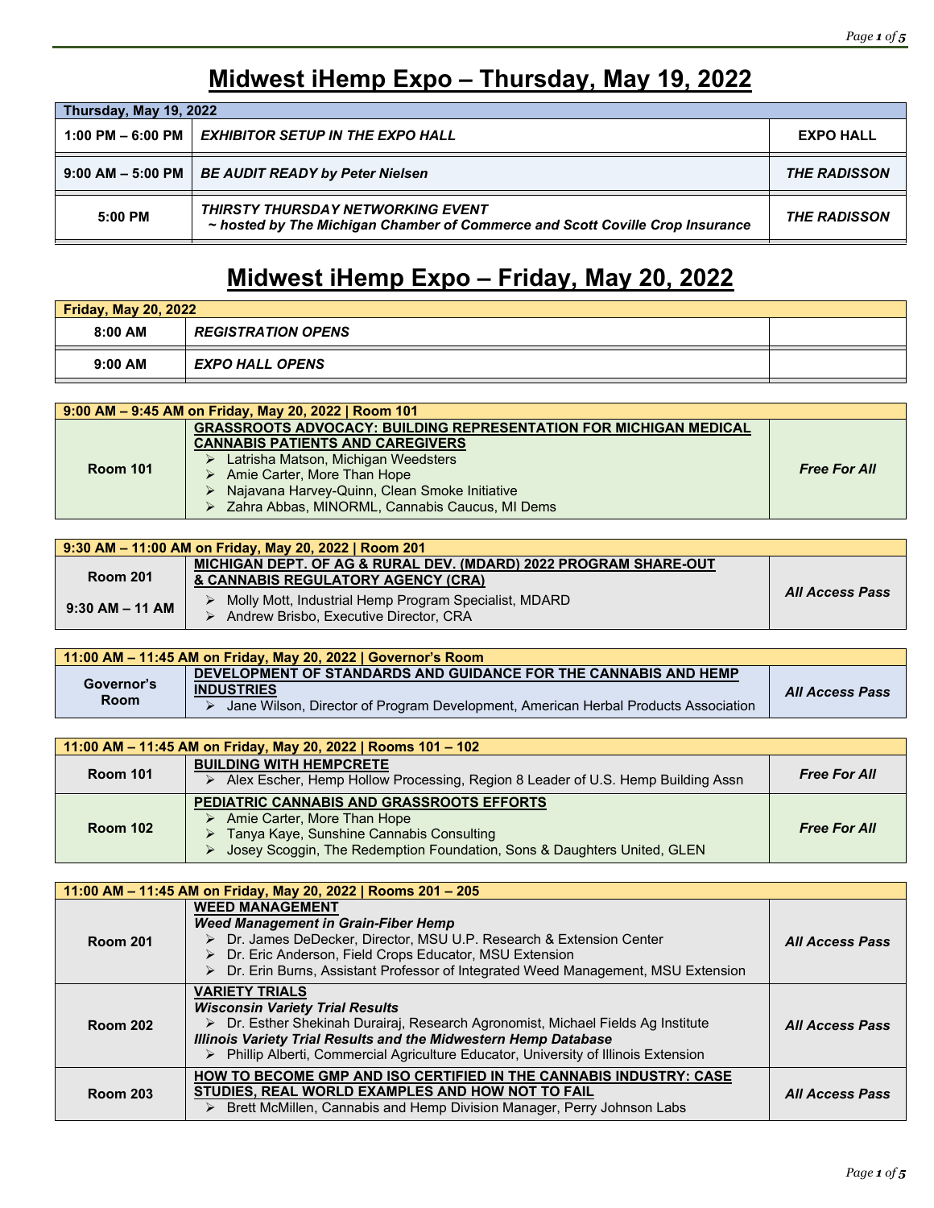# Midwest iHemp Expo – Thursday, May 19, 2022

| Thursday, May 19, 2022 | | |
|---|---|---|
| 1:00 PM – 6:00 PM | *EXHIBITOR SETUP IN THE EXPO HALL* | EXPO HALL |
| 9:00 AM – 5:00 PM | ***BE AUDIT READY by Peter Nielsen*** | ***THE RADISSON*** |
| 5:00 PM | ***THIRSTY THURSDAY NETWORKING EVENT*** <br> ***~ hosted by The Michigan Chamber of Commerce and Scott Coville Crop Insurance*** | ***THE RADISSON*** |

# Midwest iHemp Expo – Friday, May 20, 2022

| Friday, May 20, 2022 | | |
|---|---|---|
| 8:00 AM | ***REGISTRATION OPENS*** | |
| 9:00 AM | ***EXPO HALL OPENS*** | |

| 9:00 AM – 9:45 AM on Friday, May 20, 2022 \| Room 101 | | |
|---|---|---|
| **Room 101** | **GRASSROOTS ADVOCACY: BUILDING REPRESENTATION FOR MICHIGAN MEDICAL CANNABIS PATIENTS AND CAREGIVERS** <br> ➢ Latrisha Matson, Michigan Weedsters <br> ➢ Amie Carter, More Than Hope <br> ➢ Najavana Harvey-Quinn, Clean Smoke Initiative <br> ➢ Zahra Abbas, MINORML, Cannabis Caucus, MI Dems | ***Free For All*** |

| 9:30 AM – 11:00 AM on Friday, May 20, 2022 \| Room 201 | | |
|---|---|---|
| **Room 201** <br> **9:30 AM – 11 AM** | **MICHIGAN DEPT. OF AG & RURAL DEV. (MDARD) 2022 PROGRAM SHARE-OUT & CANNABIS REGULATORY AGENCY (CRA)** <br> ➢ Molly Mott, Industrial Hemp Program Specialist, MDARD <br> ➢ Andrew Brisbo, Executive Director, CRA | ***All Access Pass*** |

| 11:00 AM – 11:45 AM on Friday, May 20, 2022 \| Governor's Room | | |
|---|---|---|
| **Governor's Room** | **DEVELOPMENT OF STANDARDS AND GUIDANCE FOR THE CANNABIS AND HEMP INDUSTRIES** <br> ➢ Jane Wilson, Director of Program Development, American Herbal Products Association | ***All Access Pass*** |

| 11:00 AM – 11:45 AM on Friday, May 20, 2022 \| Rooms 101 – 102 | | |
|---|---|---|
| **Room 101** | **BUILDING WITH HEMPCRETE** <br> ➢ Alex Escher, Hemp Hollow Processing, Region 8 Leader of U.S. Hemp Building Assn | ***Free For All*** |
| **Room 102** | **PEDIATRIC CANNABIS AND GRASSROOTS EFFORTS** <br> ➢ Amie Carter, More Than Hope <br> ➢ Tanya Kaye, Sunshine Cannabis Consulting <br> ➢ Josey Scoggin, The Redemption Foundation, Sons & Daughters United, GLEN | ***Free For All*** |

| 11:00 AM – 11:45 AM on Friday, May 20, 2022 \| Rooms 201 – 205 | | |
|---|---|---|
| **Room 201** | **WEED MANAGEMENT** <br> ***Weed Management in Grain-Fiber Hemp*** <br> ➢ Dr. James DeDecker, Director, MSU U.P. Research & Extension Center <br> ➢ Dr. Eric Anderson, Field Crops Educator, MSU Extension <br> ➢ Dr. Erin Burns, Assistant Professor of Integrated Weed Management, MSU Extension | ***All Access Pass*** |
| **Room 202** | **VARIETY TRIALS** <br> ***Wisconsin Variety Trial Results*** <br> ➢ Dr. Esther Shekinah Durairaj, Research Agronomist, Michael Fields Ag Institute <br> ***Illinois Variety Trial Results and the Midwestern Hemp Database*** <br> ➢ Phillip Alberti, Commercial Agriculture Educator, University of Illinois Extension | ***All Access Pass*** |
| **Room 203** | **HOW TO BECOME GMP AND ISO CERTIFIED IN THE CANNABIS INDUSTRY: CASE STUDIES, REAL WORLD EXAMPLES AND HOW NOT TO FAIL** <br> ➢ Brett McMillen, Cannabis and Hemp Division Manager, Perry Johnson Labs | ***All Access Pass*** |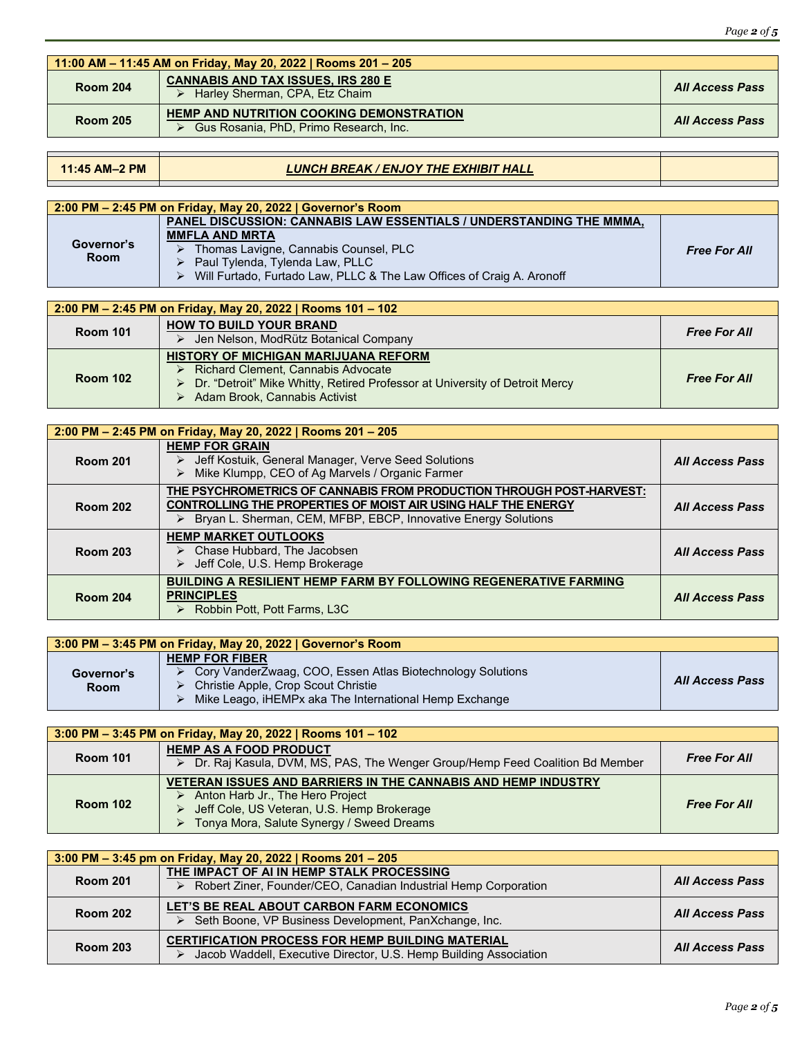| 11:00 AM – 11:45 AM on Friday, May 20, 2022 \| Rooms 201 – 205 | | |
|---|---|---|
| **Room 204** | **CANNABIS AND TAX ISSUES, IRS 280 E**<br>➢ Harley Sherman, CPA, Etz Chaim | ***All Access Pass*** |
| **Room 205** | **HEMP AND NUTRITION COOKING DEMONSTRATION**<br>➢ Gus Rosania, PhD, Primo Research, Inc. | ***All Access Pass*** |

| **11:45 AM–2 PM** | ***LUNCH BREAK / ENJOY THE EXHIBIT HALL*** | |
|---|---|---|

| 2:00 PM – 2:45 PM on Friday, May 20, 2022 \| Governor's Room | | |
|---|---|---|
| **Governor's Room** | **PANEL DISCUSSION: CANNABIS LAW ESSENTIALS / UNDERSTANDING THE MMMA, MMFLA AND MRTA**<br>➢ Thomas Lavigne, Cannabis Counsel, PLC<br>➢ Paul Tylenda, Tylenda Law, PLLC<br>➢ Will Furtado, Furtado Law, PLLC & The Law Offices of Craig A. Aronoff | ***Free For All*** |

| 2:00 PM – 2:45 PM on Friday, May 20, 2022 \| Rooms 101 – 102 | | |
|---|---|---|
| **Room 101** | **HOW TO BUILD YOUR BRAND**<br>➢ Jen Nelson, ModRütz Botanical Company | ***Free For All*** |
| **Room 102** | **HISTORY OF MICHIGAN MARIJUANA REFORM**<br>➢ Richard Clement, Cannabis Advocate<br>➢ Dr. "Detroit" Mike Whitty, Retired Professor at University of Detroit Mercy<br>➢ Adam Brook, Cannabis Activist | ***Free For All*** |

| 2:00 PM – 2:45 PM on Friday, May 20, 2022 \| Rooms 201 – 205 | | |
|---|---|---|
| **Room 201** | **HEMP FOR GRAIN**<br>➢ Jeff Kostuik, General Manager, Verve Seed Solutions<br>➢ Mike Klumpp, CEO of Ag Marvels / Organic Farmer | ***All Access Pass*** |
| **Room 202** | **THE PSYCHROMETRICS OF CANNABIS FROM PRODUCTION THROUGH POST-HARVEST: CONTROLLING THE PROPERTIES OF MOIST AIR USING HALF THE ENERGY**<br>➢ Bryan L. Sherman, CEM, MFBP, EBCP, Innovative Energy Solutions | ***All Access Pass*** |
| **Room 203** | **HEMP MARKET OUTLOOKS**<br>➢ Chase Hubbard, The Jacobsen<br>➢ Jeff Cole, U.S. Hemp Brokerage | ***All Access Pass*** |
| **Room 204** | **BUILDING A RESILIENT HEMP FARM BY FOLLOWING REGENERATIVE FARMING PRINCIPLES**<br>➢ Robbin Pott, Pott Farms, L3C | ***All Access Pass*** |

| 3:00 PM – 3:45 PM on Friday, May 20, 2022 \| Governor's Room | | |
|---|---|---|
| **Governor's Room** | **HEMP FOR FIBER**<br>➢ Cory VanderZwaag, COO, Essen Atlas Biotechnology Solutions<br>➢ Christie Apple, Crop Scout Christie<br>➢ Mike Leago, iHEMPx aka The International Hemp Exchange | ***All Access Pass*** |

| 3:00 PM – 3:45 PM on Friday, May 20, 2022 \| Rooms 101 – 102 | | |
|---|---|---|
| **Room 101** | **HEMP AS A FOOD PRODUCT**<br>➢ Dr. Raj Kasula, DVM, MS, PAS, The Wenger Group/Hemp Feed Coalition Bd Member | ***Free For All*** |
| **Room 102** | **VETERAN ISSUES AND BARRIERS IN THE CANNABIS AND HEMP INDUSTRY**<br>➢ Anton Harb Jr., The Hero Project<br>➢ Jeff Cole, US Veteran, U.S. Hemp Brokerage<br>➢ Tonya Mora, Salute Synergy / Sweed Dreams | ***Free For All*** |

| 3:00 PM – 3:45 pm on Friday, May 20, 2022 \| Rooms 201 – 205 | | |
|---|---|---|
| **Room 201** | **THE IMPACT OF AI IN HEMP STALK PROCESSING**<br>➢ Robert Ziner, Founder/CEO, Canadian Industrial Hemp Corporation | ***All Access Pass*** |
| **Room 202** | **LET'S BE REAL ABOUT CARBON FARM ECONOMICS**<br>➢ Seth Boone, VP Business Development, PanXchange, Inc. | ***All Access Pass*** |
| **Room 203** | **CERTIFICATION PROCESS FOR HEMP BUILDING MATERIAL**<br>➢ Jacob Waddell, Executive Director, U.S. Hemp Building Association | ***All Access Pass*** |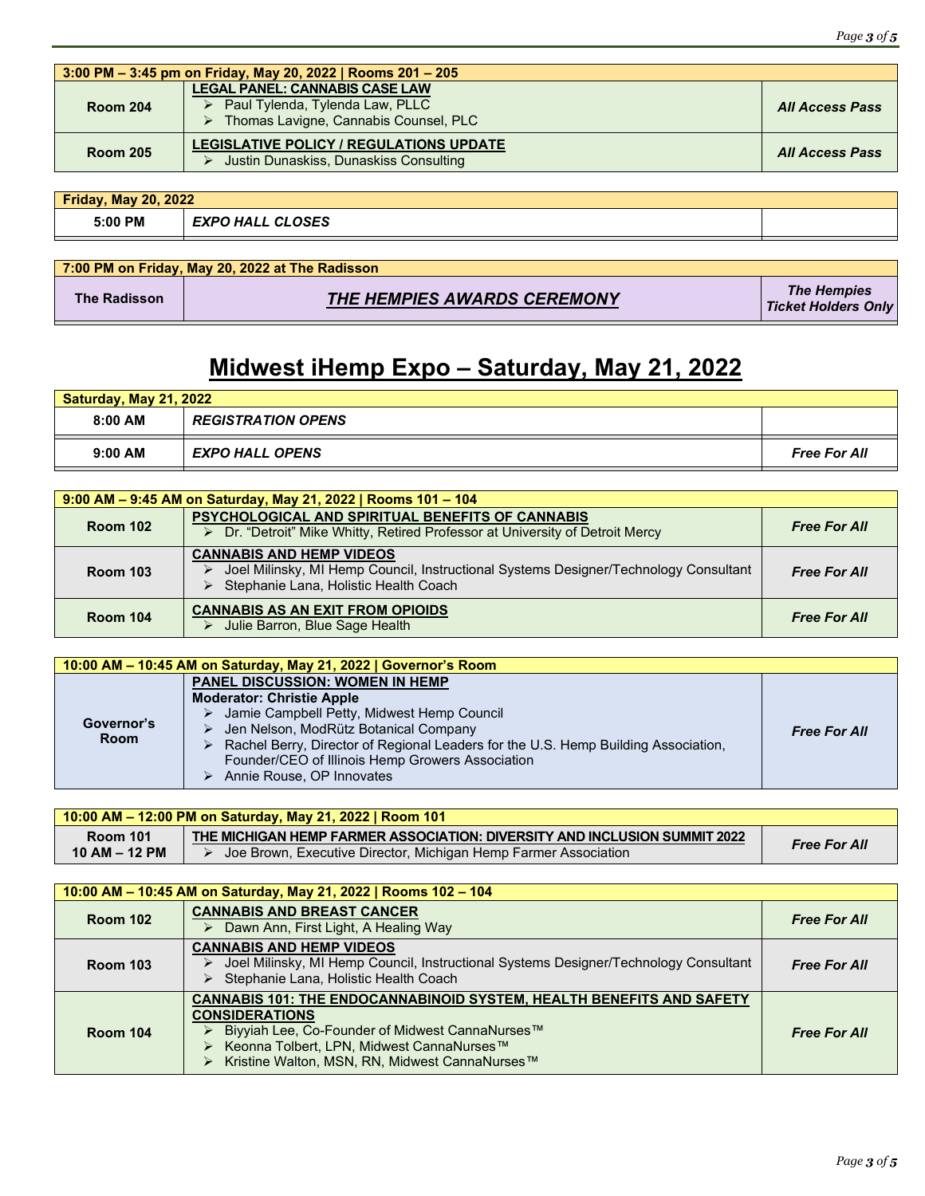| 3:00 PM – 3:45 pm on Friday, May 20, 2022 \| Rooms 201 – 205 | | |
|---|---|---|
| **Room 204** | **LEGAL PANEL: CANNABIS CASE LAW**<br>➢ Paul Tylenda, Tylenda Law, PLLC<br>➢ Thomas Lavigne, Cannabis Counsel, PLC | ***All Access Pass*** |
| **Room 205** | **LEGISLATIVE POLICY / REGULATIONS UPDATE**<br>➢ Justin Dunaskiss, Dunaskiss Consulting | ***All Access Pass*** |

| Friday, May 20, 2022 | | |
|---|---|---|
| **5:00 PM** | ***EXPO HALL CLOSES*** | |

| 7:00 PM on Friday, May 20, 2022 at The Radisson | | |
|---|---|---|
| **The Radisson** | ***THE HEMPIES AWARDS CEREMONY*** | ***The Hempies Ticket Holders Only*** |

# Midwest iHemp Expo – Saturday, May 21, 2022

| Saturday, May 21, 2022 | | |
|---|---|---|
| **8:00 AM** | ***REGISTRATION OPENS*** | |
| **9:00 AM** | ***EXPO HALL OPENS*** | ***Free For All*** |

| 9:00 AM – 9:45 AM on Saturday, May 21, 2022 \| Rooms 101 – 104 | | |
|---|---|---|
| **Room 102** | **PSYCHOLOGICAL AND SPIRITUAL BENEFITS OF CANNABIS**<br>➢ Dr. "Detroit" Mike Whitty, Retired Professor at University of Detroit Mercy | ***Free For All*** |
| **Room 103** | **CANNABIS AND HEMP VIDEOS**<br>➢ Joel Milinsky, MI Hemp Council, Instructional Systems Designer/Technology Consultant<br>➢ Stephanie Lana, Holistic Health Coach | ***Free For All*** |
| **Room 104** | **CANNABIS AS AN EXIT FROM OPIOIDS**<br>➢ Julie Barron, Blue Sage Health | ***Free For All*** |

| 10:00 AM – 10:45 AM on Saturday, May 21, 2022 \| Governor's Room | | |
|---|---|---|
| **Governor's Room** | **PANEL DISCUSSION: WOMEN IN HEMP**<br>**Moderator: Christie Apple**<br>➢ Jamie Campbell Petty, Midwest Hemp Council<br>➢ Jen Nelson, ModRütz‌ Botanical Company<br>➢ Rachel Berry, Director of Regional Leaders for the U.S. Hemp Building Association, Founder/CEO of Illinois Hemp Growers Association<br>➢ Annie Rouse, OP Innovates | ***Free For All*** |

| 10:00 AM – 12:00 PM on Saturday, May 21, 2022 \| Room 101 | | |
|---|---|---|
| **Room 101**<br>**10 AM – 12 PM** | **THE MICHIGAN HEMP FARMER ASSOCIATION: DIVERSITY AND INCLUSION SUMMIT 2022**<br>➢ Joe Brown, Executive Director, Michigan Hemp Farmer Association | ***Free For All*** |

| 10:00 AM – 10:45 AM on Saturday, May 21, 2022 \| Rooms 102 – 104 | | |
|---|---|---|
| **Room 102** | **CANNABIS AND BREAST CANCER**<br>➢ Dawn Ann, First Light, A Healing Way | ***Free For All*** |
| **Room 103** | **CANNABIS AND HEMP VIDEOS**<br>➢ Joel Milinsky, MI Hemp Council, Instructional Systems Designer/Technology Consultant<br>➢ Stephanie Lana, Holistic Health Coach | ***Free For All*** |
| **Room 104** | **CANNABIS 101: THE ENDOCANNABINOID SYSTEM, HEALTH BENEFITS AND SAFETY CONSIDERATIONS**<br>➢ Biyyiah Lee, Co-Founder of Midwest CannaNurses™<br>➢ Keonna Tolbert, LPN, Midwest CannaNurses™<br>➢ Kristine Walton, MSN, RN, Midwest CannaNurses™ | ***Free For All*** |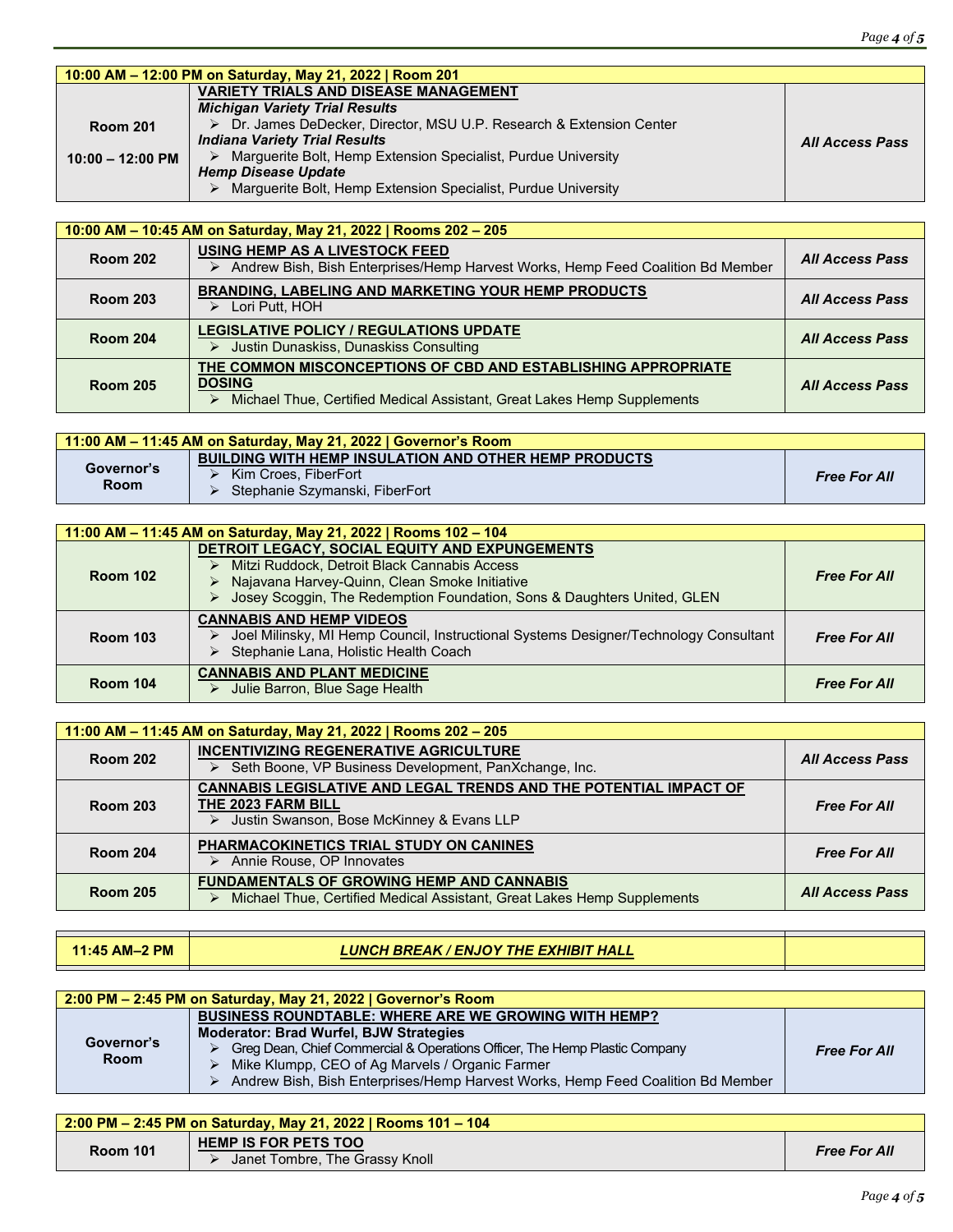| 10:00 AM – 12:00 PM on Saturday, May 21, 2022 \| Room 201 | | |
|---|---|---|
| **Room 201**<br><br>**10:00 – 12:00 PM** | **VARIETY TRIALS AND DISEASE MANAGEMENT**<br>***Michigan Variety Trial Results***<br>➢ Dr. James DeDecker, Director, MSU U.P. Research & Extension Center<br>***Indiana Variety Trial Results***<br>➢ Marguerite Bolt, Hemp Extension Specialist, Purdue University<br>***Hemp Disease Update***<br>➢ Marguerite Bolt, Hemp Extension Specialist, Purdue University | ***All Access Pass*** |

| 10:00 AM – 10:45 AM on Saturday, May 21, 2022 \| Rooms 202 – 205 | | |
|---|---|---|
| **Room 202** | **USING HEMP AS A LIVESTOCK FEED**<br>➢ Andrew Bish, Bish Enterprises/Hemp Harvest Works, Hemp Feed Coalition Bd Member | ***All Access Pass*** |
| **Room 203** | **BRANDING, LABELING AND MARKETING YOUR HEMP PRODUCTS**<br>➢ Lori Putt, HOH | ***All Access Pass*** |
| **Room 204** | **LEGISLATIVE POLICY / REGULATIONS UPDATE**<br>➢ Justin Dunaskiss, Dunaskiss Consulting | ***All Access Pass*** |
| **Room 205** | **THE COMMON MISCONCEPTIONS OF CBD AND ESTABLISHING APPROPRIATE DOSING**<br>➢ Michael Thue, Certified Medical Assistant, Great Lakes Hemp Supplements | ***All Access Pass*** |

| 11:00 AM – 11:45 AM on Saturday, May 21, 2022 \| Governor's Room | | |
|---|---|---|
| **Governor's Room** | **BUILDING WITH HEMP INSULATION AND OTHER HEMP PRODUCTS**<br>➢ Kim Croes, FiberFort<br>➢ Stephanie Szymanski, FiberFort | ***Free For All*** |

| 11:00 AM – 11:45 AM on Saturday, May 21, 2022 \| Rooms 102 – 104 | | |
|---|---|---|
| **Room 102** | **DETROIT LEGACY, SOCIAL EQUITY AND EXPUNGEMENTS**<br>➢ Mitzi Ruddock, Detroit Black Cannabis Access<br>➢ Najavana Harvey-Quinn, Clean Smoke Initiative<br>➢ Josey Scoggin, The Redemption Foundation, Sons & Daughters United, GLEN | ***Free For All*** |
| **Room 103** | **CANNABIS AND HEMP VIDEOS**<br>➢ Joel Milinsky, MI Hemp Council, Instructional Systems Designer/Technology Consultant<br>➢ Stephanie Lana, Holistic Health Coach | ***Free For All*** |
| **Room 104** | **CANNABIS AND PLANT MEDICINE**<br>➢ Julie Barron, Blue Sage Health | ***Free For All*** |

| 11:00 AM – 11:45 AM on Saturday, May 21, 2022 \| Rooms 202 – 205 | | |
|---|---|---|
| **Room 202** | **INCENTIVIZING REGENERATIVE AGRICULTURE**<br>➢ Seth Boone, VP Business Development, PanXchange, Inc. | ***All Access Pass*** |
| **Room 203** | **CANNABIS LEGISLATIVE AND LEGAL TRENDS AND THE POTENTIAL IMPACT OF THE 2023 FARM BILL**<br>➢ Justin Swanson, Bose McKinney & Evans LLP | ***Free For All*** |
| **Room 204** | **PHARMACOKINETICS TRIAL STUDY ON CANINES**<br>➢ Annie Rouse, OP Innovates | ***Free For All*** |
| **Room 205** | **FUNDAMENTALS OF GROWING HEMP AND CANNABIS**<br>➢ Michael Thue, Certified Medical Assistant, Great Lakes Hemp Supplements | ***All Access Pass*** |

| | | |
|---|---|---|
| **11:45 AM–2 PM** | ***LUNCH BREAK / ENJOY THE EXHIBIT HALL*** | |

| 2:00 PM – 2:45 PM on Saturday, May 21, 2022 \| Governor's Room | | |
|---|---|---|
| **Governor's Room** | **BUSINESS ROUNDTABLE: WHERE ARE WE GROWING WITH HEMP?**<br>**Moderator: Brad Wurfel, BJW Strategies**<br>➢ Greg Dean, Chief Commercial & Operations Officer, The Hemp Plastic Company<br>➢ Mike Klumpp, CEO of Ag Marvels / Organic Farmer<br>➢ Andrew Bish, Bish Enterprises/Hemp Harvest Works, Hemp Feed Coalition Bd Member | ***Free For All*** |

| 2:00 PM – 2:45 PM on Saturday, May 21, 2022 \| Rooms 101 – 104 | | |
|---|---|---|
| **Room 101** | **HEMP IS FOR PETS TOO**<br>➢ Janet Tombre, The Grassy Knoll | ***Free For All*** |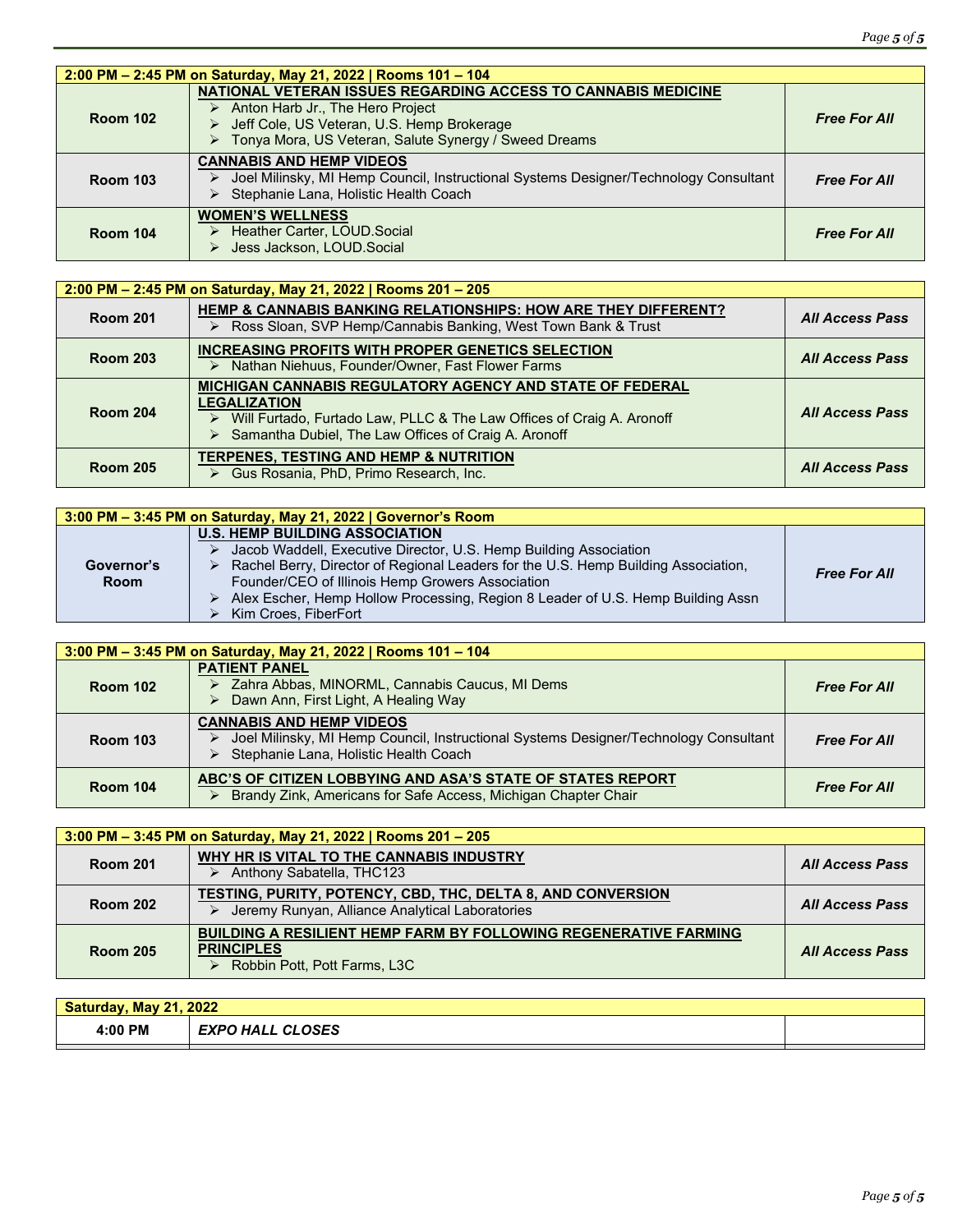| 2:00 PM – 2:45 PM on Saturday, May 21, 2022 \| Rooms 101 – 104 | | |
|---|---|---|
| **Room 102** | **NATIONAL VETERAN ISSUES REGARDING ACCESS TO CANNABIS MEDICINE**<br>➢ Anton Harb Jr., The Hero Project<br>➢ Jeff Cole, US Veteran, U.S. Hemp Brokerage<br>➢ Tonya Mora, US Veteran, Salute Synergy / Sweed Dreams | ***Free For All*** |
| **Room 103** | **CANNABIS AND HEMP VIDEOS**<br>➢ Joel Milinsky, MI Hemp Council, Instructional Systems Designer/Technology Consultant<br>➢ Stephanie Lana, Holistic Health Coach | ***Free For All*** |
| **Room 104** | **WOMEN'S WELLNESS**<br>➢ Heather Carter, LOUD.Social<br>➢ Jess Jackson, LOUD.Social | ***Free For All*** |

| 2:00 PM – 2:45 PM on Saturday, May 21, 2022 \| Rooms 201 – 205 | | |
|---|---|---|
| **Room 201** | **HEMP & CANNABIS BANKING RELATIONSHIPS: HOW ARE THEY DIFFERENT?**<br>➢ Ross Sloan, SVP Hemp/Cannabis Banking, West Town Bank & Trust | ***All Access Pass*** |
| **Room 203** | **INCREASING PROFITS WITH PROPER GENETICS SELECTION**<br>➢ Nathan Niehuus, Founder/Owner, Fast Flower Farms | ***All Access Pass*** |
| **Room 204** | **MICHIGAN CANNABIS REGULATORY AGENCY AND STATE OF FEDERAL LEGALIZATION**<br>➢ Will Furtado, Furtado Law, PLLC & The Law Offices of Craig A. Aronoff<br>➢ Samantha Dubiel, The Law Offices of Craig A. Aronoff | ***All Access Pass*** |
| **Room 205** | **TERPENES, TESTING AND HEMP & NUTRITION**<br>➢ Gus Rosania, PhD, Primo Research, Inc. | ***All Access Pass*** |

| 3:00 PM – 3:45 PM on Saturday, May 21, 2022 \| Governor's Room | | |
|---|---|---|
| **Governor's Room** | **U.S. HEMP BUILDING ASSOCIATION**<br>➢ Jacob Waddell, Executive Director, U.S. Hemp Building Association<br>➢ Rachel Berry, Director of Regional Leaders for the U.S. Hemp Building Association, Founder/CEO of Illinois Hemp Growers Association<br>➢ Alex Escher, Hemp Hollow Processing, Region 8 Leader of U.S. Hemp Building Assn<br>➢ Kim Croes, FiberFort | ***Free For All*** |

| 3:00 PM – 3:45 PM on Saturday, May 21, 2022 \| Rooms 101 – 104 | | |
|---|---|---|
| **Room 102** | **PATIENT PANEL**<br>➢ Zahra Abbas, MINORML, Cannabis Caucus, MI Dems<br>➢ Dawn Ann, First Light, A Healing Way | ***Free For All*** |
| **Room 103** | **CANNABIS AND HEMP VIDEOS**<br>➢ Joel Milinsky, MI Hemp Council, Instructional Systems Designer/Technology Consultant<br>➢ Stephanie Lana, Holistic Health Coach | ***Free For All*** |
| **Room 104** | **ABC'S OF CITIZEN LOBBYING AND ASA'S STATE OF STATES REPORT**<br>➢ Brandy Zink, Americans for Safe Access, Michigan Chapter Chair | ***Free For All*** |

| 3:00 PM – 3:45 PM on Saturday, May 21, 2022 \| Rooms 201 – 205 | | |
|---|---|---|
| **Room 201** | **WHY HR IS VITAL TO THE CANNABIS INDUSTRY**<br>➢ Anthony Sabatella, THC123 | ***All Access Pass*** |
| **Room 202** | **TESTING, PURITY, POTENCY, CBD, THC, DELTA 8, AND CONVERSION**<br>➢ Jeremy Runyan, Alliance Analytical Laboratories | ***All Access Pass*** |
| **Room 205** | **BUILDING A RESILIENT HEMP FARM BY FOLLOWING REGENERATIVE FARMING PRINCIPLES**<br>➢ Robbin Pott, Pott Farms, L3C | ***All Access Pass*** |

| Saturday, May 21, 2022 | | |
|---|---|---|
| **4:00 PM** | ***EXPO HALL CLOSES*** | |